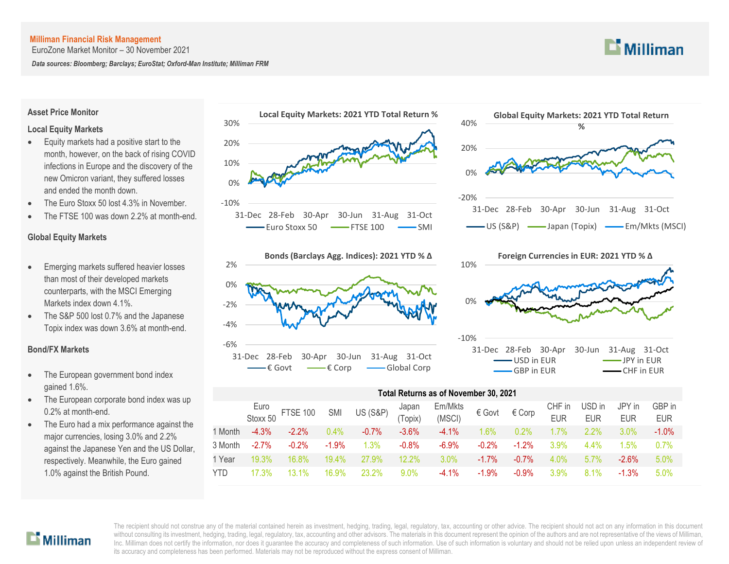**Milliman Financial Risk Management**

EuroZone Market Monitor – 30 November 2021

***Data sources: Bloomberg; Barclays; EuroStat; Oxford-Man Institute; Milliman FRM***

## Asset Price Monitor

### Local Equity Markets

- Equity markets had a positive start to the month, however, on the back of rising COVID infections in Europe and the discovery of the new Omicron variant, they suffered losses and ended the month down.
- The Euro Stoxx 50 lost 4.3% in November.
- The FTSE 100 was down 2.2% at month-end.

### Global Equity Markets

- Emerging markets suffered heavier losses than most of their developed markets counterparts, with the MSCI Emerging Markets index down 4.1%.
- The S&P 500 lost 0.7% and the Japanese Topix index was down 3.6% at month-end.

### Bond/FX Markets

- The European government bond index gained 1.6%.
- The European corporate bond index was up 0.2% at month-end.
- The Euro had a mix performance against the major currencies, losing 3.0% and 2.2% against the Japanese Yen and the US Dollar, respectively. Meanwhile, the Euro gained 1.0% against the British Pound.

**Local Equity Markets: 2021 YTD Total Return %**

Legend: Euro Stoxx 50, FTSE 100, SMI

**Global Equity Markets: 2021 YTD Total Return %**

Legend: US (S&P), Japan (Topix), Em/Mkts (MSCI)

**Bonds (Barclays Agg. Indices): 2021 YTD % Δ**

Legend: € Govt, € Corp, Global Corp

**Foreign Currencies in EUR: 2021 YTD % Δ**

Legend: USD in EUR, JPY in EUR, GBP in EUR, CHF in EUR

**Total Returns as of November 30, 2021**

| | Euro Stoxx 50 | FTSE 100 | SMI | US (S&P) | Japan (Topix) | Em/Mkts (MSCI) | € Govt | € Corp | CHF in EUR | USD in EUR | JPY in EUR | GBP in EUR |
|---|---|---|---|---|---|---|---|---|---|---|---|---|
| 1 Month | -4.3% | -2.2% | 0.4% | -0.7% | -3.6% | -4.1% | 1.6% | 0.2% | 1.7% | 2.2% | 3.0% | -1.0% |
| 3 Month | -2.7% | -0.2% | -1.9% | 1.3% | -0.8% | -6.9% | -0.2% | -1.2% | 3.9% | 4.4% | 1.5% | 0.7% |
| 1 Year | 19.3% | 16.8% | 19.4% | 27.9% | 12.2% | 3.0% | -1.7% | -0.7% | 4.0% | 5.7% | -2.6% | 5.0% |
| YTD | 17.3% | 13.1% | 16.9% | 23.2% | 9.0% | -4.1% | -1.9% | -0.9% | 3.9% | 8.1% | -1.3% | 5.0% |

The recipient should not construe any of the material contained herein as investment, hedging, trading, legal, regulatory, tax, accounting or other advice. The recipient should not act on any information in this document without consulting its investment, hedging, trading, legal, regulatory, tax, accounting and other advisors. The materials in this document represent the opinion of the authors and are not representative of the views of Milliman, Inc. Milliman does not certify the information, nor does it guarantee the accuracy and completeness of such information. Use of such information is voluntary and should not be relied upon unless an independent review of its accuracy and completeness has been performed. Materials may not be reproduced without the express consent of Milliman.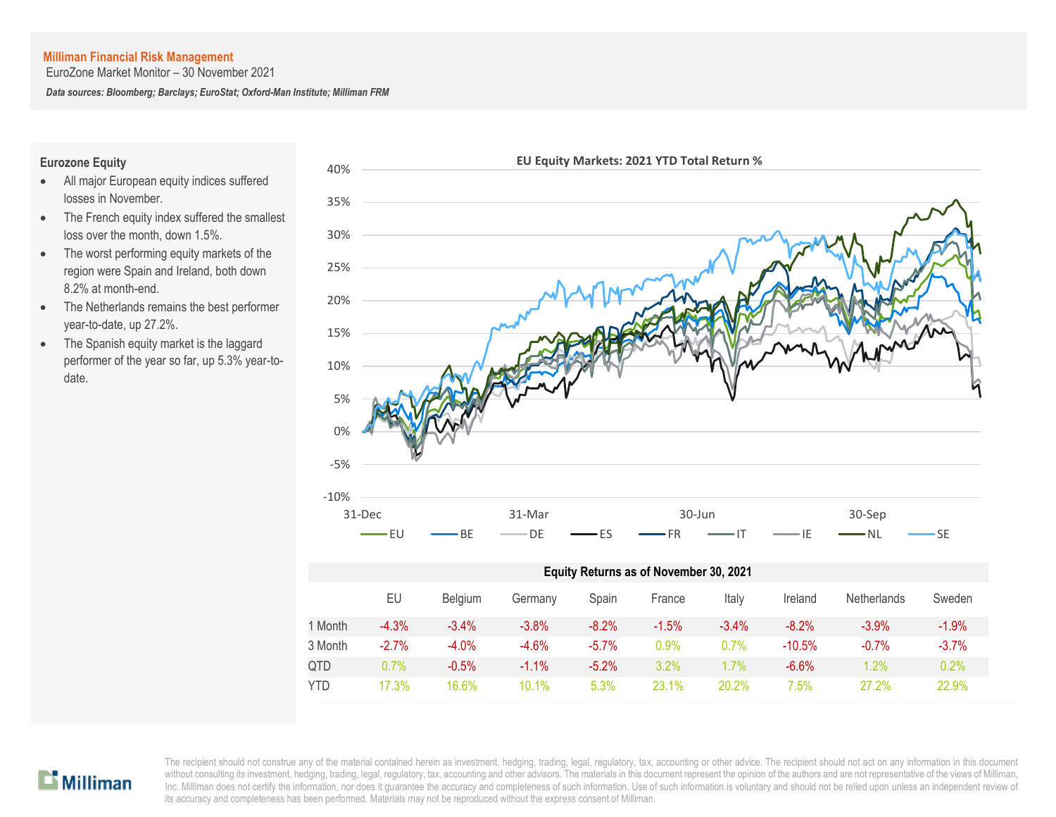**Milliman Financial Risk Management**
EuroZone Market Monitor – 30 November 2021

*Data sources: Bloomberg; Barclays; EuroStat; Oxford-Man Institute; Milliman FRM*

## Eurozone Equity

- All major European equity indices suffered losses in November.
- The French equity index suffered the smallest loss over the month, down 1.5%.
- The worst performing equity markets of the region were Spain and Ireland, both down 8.2% at month-end.
- The Netherlands remains the best performer year-to-date, up 27.2%.
- The Spanish equity market is the laggard performer of the year so far, up 5.3% year-to-date.

**EU Equity Markets: 2021 YTD Total Return %**

**Equity Returns as of November 30, 2021**

| | EU | Belgium | Germany | Spain | France | Italy | Ireland | Netherlands | Sweden |
|---|---|---|---|---|---|---|---|---|---|
| 1 Month | -4.3% | -3.4% | -3.8% | -8.2% | -1.5% | -3.4% | -8.2% | -3.9% | -1.9% |
| 3 Month | -2.7% | -4.0% | -4.6% | -5.7% | 0.9% | 0.7% | -10.5% | -0.7% | -3.7% |
| QTD | 0.7% | -0.5% | -1.1% | -5.2% | 3.2% | 1.7% | -6.6% | 1.2% | 0.2% |
| YTD | 17.3% | 16.6% | 10.1% | 5.3% | 23.1% | 20.2% | 7.5% | 27.2% | 22.9% |

The recipient should not construe any of the material contained herein as investment, hedging, trading, legal, regulatory, tax, accounting or other advice. The recipient should not act on any information in this document without consulting its investment, hedging, trading, legal, regulatory, tax, accounting and other advisors. The materials in this document represent the opinion of the authors and are not representative of the views of Milliman, Inc. Milliman does not certify the information, nor does it guarantee the accuracy and completeness of such information. Use of such information is voluntary and should not be relied upon unless an independent review of its accuracy and completeness has been performed. Materials may not be reproduced without the express consent of Milliman.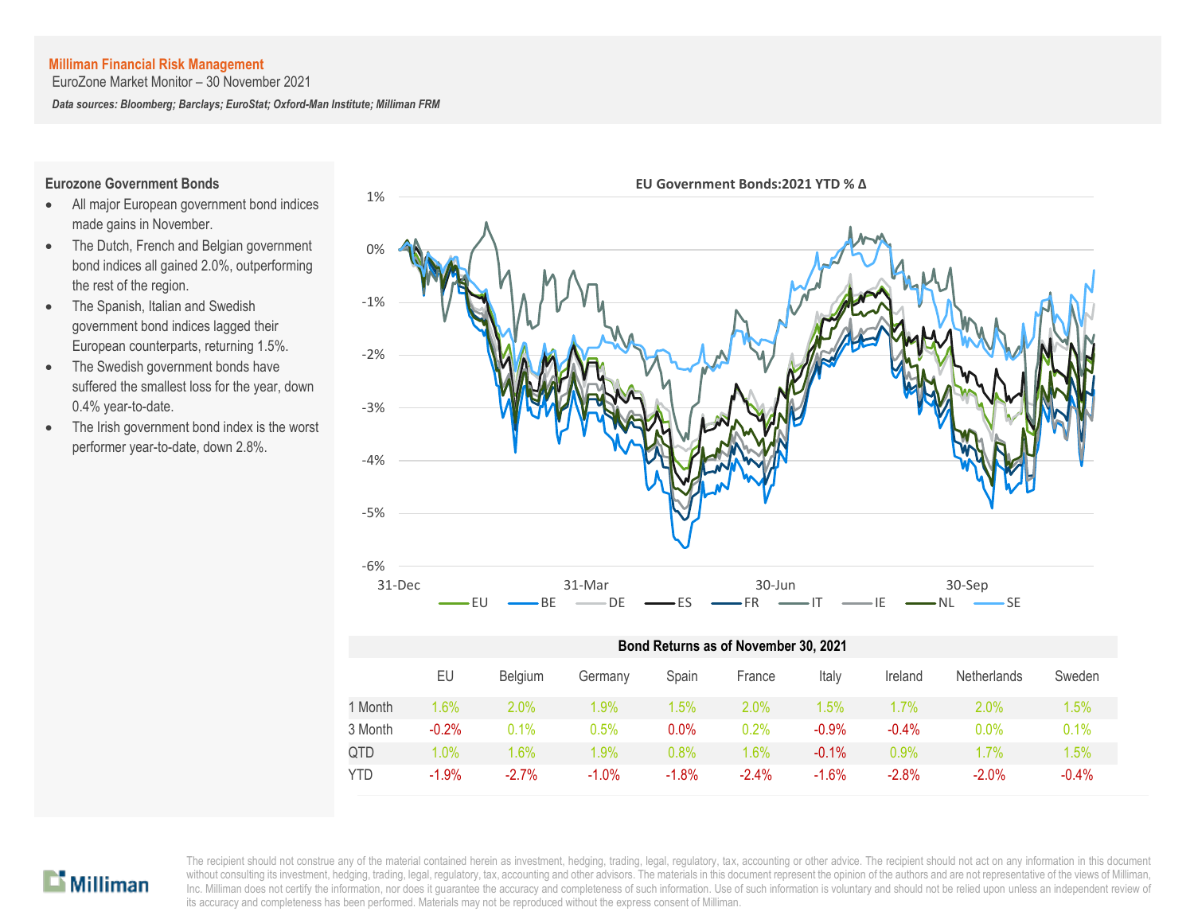**Milliman Financial Risk Management**
EuroZone Market Monitor – 30 November 2021

***Data sources: Bloomberg; Barclays; EuroStat; Oxford-Man Institute; Milliman FRM***

### Eurozone Government Bonds

- All major European government bond indices made gains in November.
- The Dutch, French and Belgian government bond indices all gained 2.0%, outperforming the rest of the region.
- The Spanish, Italian and Swedish government bond indices lagged their European counterparts, returning 1.5%.
- The Swedish government bonds have suffered the smallest loss for the year, down 0.4% year-to-date.
- The Irish government bond index is the worst performer year-to-date, down 2.8%.

**EU Government Bonds:2021 YTD % Δ**

**Bond Returns as of November 30, 2021**

| | EU | Belgium | Germany | Spain | France | Italy | Ireland | Netherlands | Sweden |
|---|---|---|---|---|---|---|---|---|---|
| 1 Month | 1.6% | 2.0% | 1.9% | 1.5% | 2.0% | 1.5% | 1.7% | 2.0% | 1.5% |
| 3 Month | -0.2% | 0.1% | 0.5% | 0.0% | 0.2% | -0.9% | -0.4% | 0.0% | 0.1% |
| QTD | 1.0% | 1.6% | 1.9% | 0.8% | 1.6% | -0.1% | 0.9% | 1.7% | 1.5% |
| YTD | -1.9% | -2.7% | -1.0% | -1.8% | -2.4% | -1.6% | -2.8% | -2.0% | -0.4% |

The recipient should not construe any of the material contained herein as investment, hedging, trading, legal, regulatory, tax, accounting or other advice. The recipient should not act on any information in this document without consulting its investment, hedging, trading, legal, regulatory, tax, accounting and other advisors. The materials in this document represent the opinion of the authors and are not representative of the views of Milliman, Inc. Milliman does not certify the information, nor does it guarantee the accuracy and completeness of such information. Use of such information is voluntary and should not be relied upon unless an independent review of its accuracy and completeness has been performed. Materials may not be reproduced without the express consent of Milliman.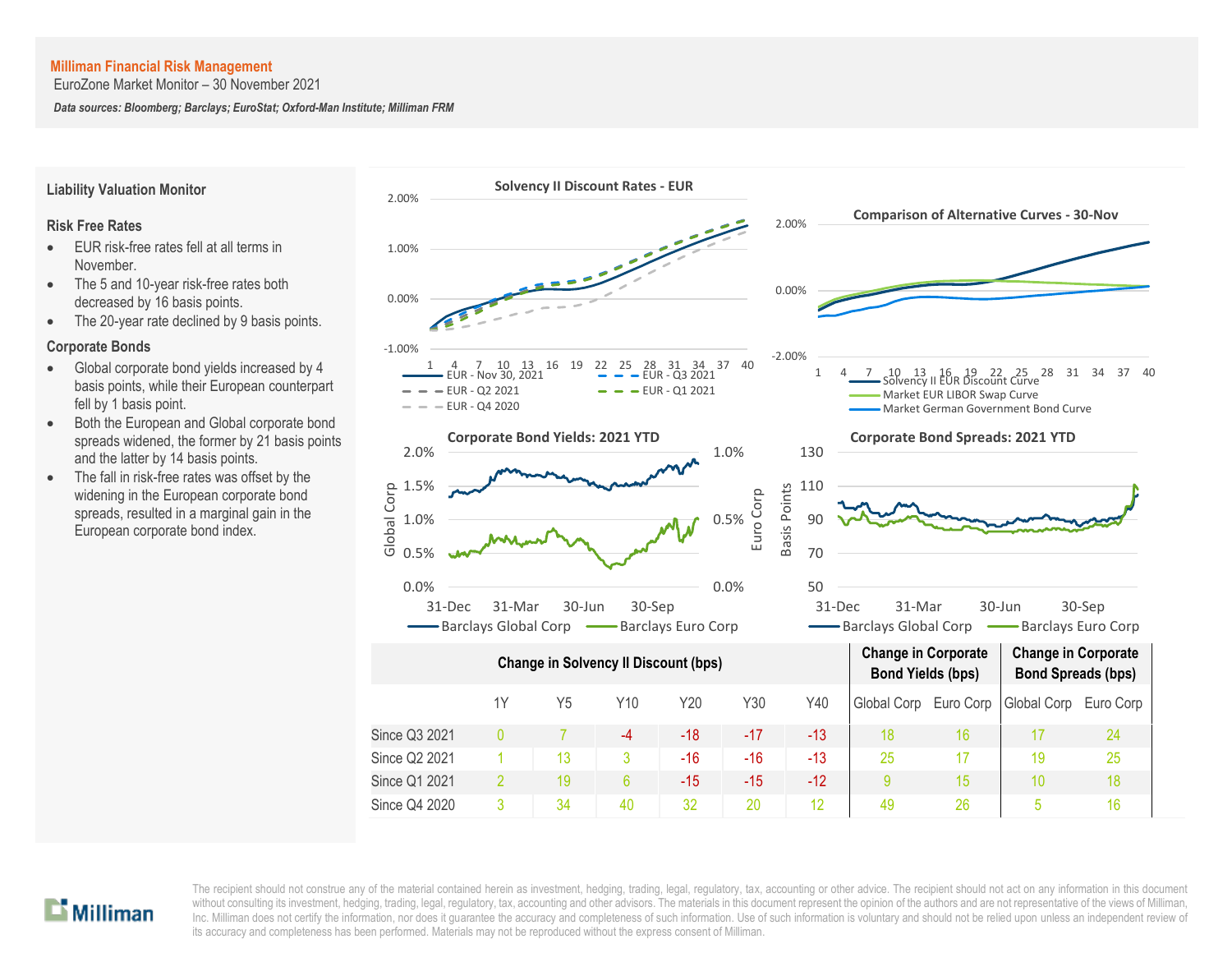**Milliman Financial Risk Management**
EuroZone Market Monitor – 30 November 2021

***Data sources: Bloomberg; Barclays; EuroStat; Oxford-Man Institute; Milliman FRM***

## Liability Valuation Monitor

### Risk Free Rates

- EUR risk-free rates fell at all terms in November.
- The 5 and 10-year risk-free rates both decreased by 16 basis points.
- The 20-year rate declined by 9 basis points.

### Corporate Bonds

- Global corporate bond yields increased by 4 basis points, while their European counterpart fell by 1 basis point.
- Both the European and Global corporate bond spreads widened, the former by 21 basis points and the latter by 14 basis points.
- The fall in risk-free rates was offset by the widening in the European corporate bond spreads, resulted in a marginal gain in the European corporate bond index.

**Solvency II Discount Rates - EUR**

**Comparison of Alternative Curves - 30-Nov**

**Corporate Bond Yields: 2021 YTD**

**Corporate Bond Spreads: 2021 YTD**

| | Change in Solvency II Discount (bps) | | | | | | Change in Corporate Bond Yields (bps) | | Change in Corporate Bond Spreads (bps) | |
|---|---|---|---|---|---|---|---|---|---|---|
| | 1Y | Y5 | Y10 | Y20 | Y30 | Y40 | Global Corp | Euro Corp | Global Corp | Euro Corp |
| Since Q3 2021 | 0 | 7 | -4 | -18 | -17 | -13 | 18 | 16 | 17 | 24 |
| Since Q2 2021 | 1 | 13 | 3 | -16 | -16 | -13 | 25 | 17 | 19 | 25 |
| Since Q1 2021 | 2 | 19 | 6 | -15 | -15 | -12 | 9 | 15 | 10 | 18 |
| Since Q4 2020 | 3 | 34 | 40 | 32 | 20 | 12 | 49 | 26 | 5 | 16 |

The recipient should not construe any of the material contained herein as investment, hedging, trading, legal, regulatory, tax, accounting or other advice. The recipient should not act on any information in this document without consulting its investment, hedging, trading, legal, regulatory, tax, accounting and other advisors. The materials in this document represent the opinion of the authors and are not representative of the views of Milliman, Inc. Milliman does not certify the information, nor does it guarantee the accuracy and completeness of such information. Use of such information is voluntary and should not be relied upon unless an independent review of its accuracy and completeness has been performed. Materials may not be reproduced without the express consent of Milliman.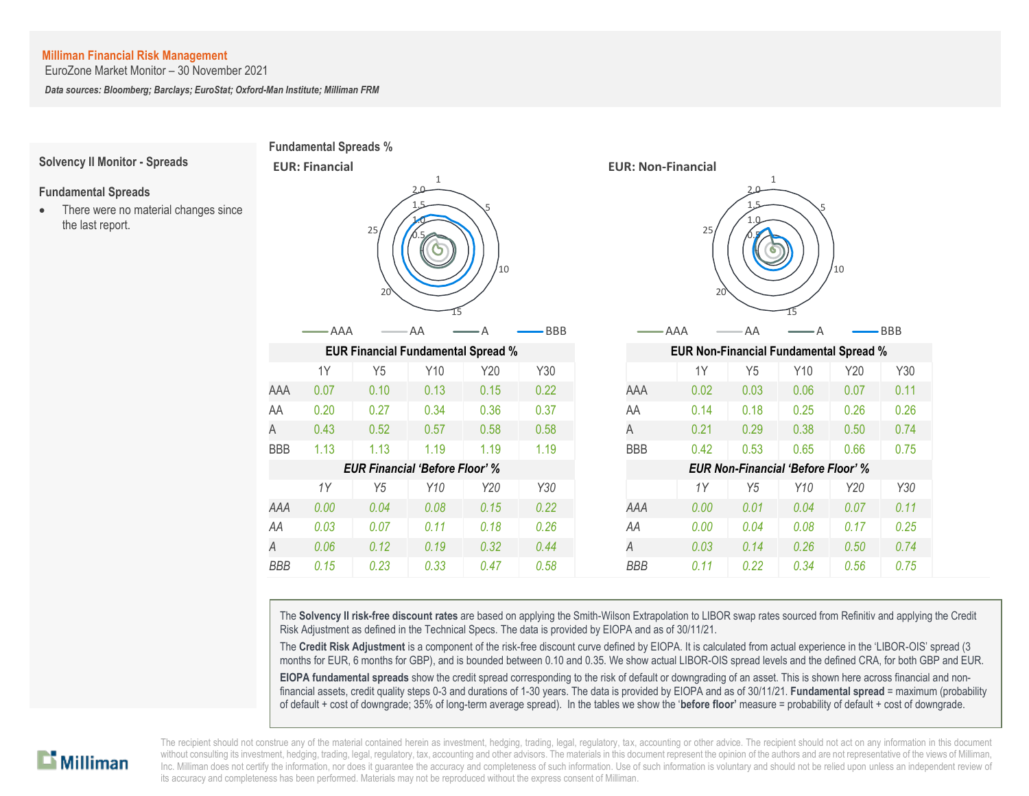## Solvency II Monitor - Spreads

### Fundamental Spreads

- There were no material changes since the last report.

**Fundamental Spreads %**

**EUR: Financial**

**EUR: Non-Financial**

| EUR Financial Fundamental Spread % | 1Y | Y5 | Y10 | Y20 | Y30 |
|---|---|---|---|---|---|
| AAA | 0.07 | 0.10 | 0.13 | 0.15 | 0.22 |
| AA | 0.20 | 0.27 | 0.34 | 0.36 | 0.37 |
| A | 0.43 | 0.52 | 0.57 | 0.58 | 0.58 |
| BBB | 1.13 | 1.13 | 1.19 | 1.19 | 1.19 |

| *EUR Financial 'Before Floor' %* | *1Y* | *Y5* | *Y10* | *Y20* | *Y30* |
|---|---|---|---|---|---|
| *AAA* | *0.00* | *0.04* | *0.08* | *0.15* | *0.22* |
| *AA* | *0.03* | *0.07* | *0.11* | *0.18* | *0.26* |
| *A* | *0.06* | *0.12* | *0.19* | *0.32* | *0.44* |
| *BBB* | *0.15* | *0.23* | *0.33* | *0.47* | *0.58* |

| EUR Non-Financial Fundamental Spread % | 1Y | Y5 | Y10 | Y20 | Y30 |
|---|---|---|---|---|---|
| AAA | 0.02 | 0.03 | 0.06 | 0.07 | 0.11 |
| AA | 0.14 | 0.18 | 0.25 | 0.26 | 0.26 |
| A | 0.21 | 0.29 | 0.38 | 0.50 | 0.74 |
| BBB | 0.42 | 0.53 | 0.65 | 0.66 | 0.75 |

| *EUR Non-Financial 'Before Floor' %* | *1Y* | *Y5* | *Y10* | *Y20* | *Y30* |
|---|---|---|---|---|---|
| *AAA* | *0.00* | *0.01* | *0.04* | *0.07* | *0.11* |
| *AA* | *0.00* | *0.04* | *0.08* | *0.17* | *0.25* |
| *A* | *0.03* | *0.14* | *0.26* | *0.50* | *0.74* |
| *BBB* | *0.11* | *0.22* | *0.34* | *0.56* | *0.75* |

The **Solvency II risk-free discount rates** are based on applying the Smith-Wilson Extrapolation to LIBOR swap rates sourced from Refinitiv and applying the Credit Risk Adjustment as defined in the Technical Specs. The data is provided by EIOPA and as of 30/11/21.

The **Credit Risk Adjustment** is a component of the risk-free discount curve defined by EIOPA. It is calculated from actual experience in the 'LIBOR-OIS' spread (3 months for EUR, 6 months for GBP), and is bounded between 0.10 and 0.35. We show actual LIBOR-OIS spread levels and the defined CRA, for both GBP and EUR.

**EIOPA fundamental spreads** show the credit spread corresponding to the risk of default or downgrading of an asset. This is shown here across financial and non-financial assets, credit quality steps 0-3 and durations of 1-30 years. The data is provided by EIOPA and as of 30/11/21. **Fundamental spread** = maximum (probability of default + cost of downgrade; 35% of long-term average spread). In the tables we show the '**before floor**' measure = probability of default + cost of downgrade.

The recipient should not construe any of the material contained herein as investment, hedging, trading, legal, regulatory, tax, accounting or other advice. The recipient should not act on any information in this document without consulting its investment, hedging, trading, legal, regulatory, tax, accounting and other advisors. The materials in this document represent the opinion of the authors and are not representative of the views of Milliman, Inc. Milliman does not certify the information, nor does it guarantee the accuracy and completeness of such information. Use of such information is voluntary and should not be relied upon unless an independent review of its accuracy and completeness has been performed. Materials may not be reproduced without the express consent of Milliman.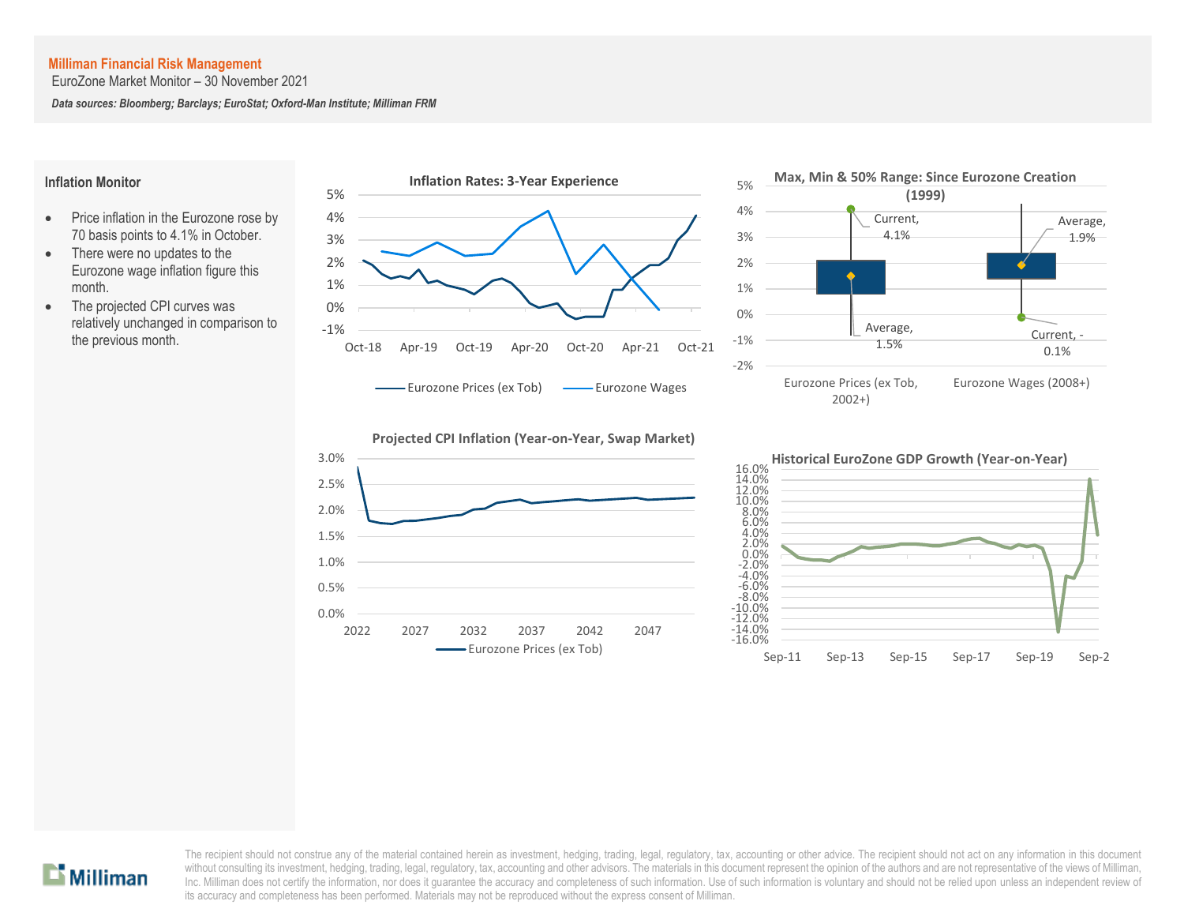**Milliman Financial Risk Management**

EuroZone Market Monitor – 30 November 2021

***Data sources: Bloomberg; Barclays; EuroStat; Oxford-Man Institute; Milliman FRM***

## Inflation Monitor

- Price inflation in the Eurozone rose by 70 basis points to 4.1% in October.
- There were no updates to the Eurozone wage inflation figure this month.
- The projected CPI curves was relatively unchanged in comparison to the previous month.

**Inflation Rates: 3-Year Experience**

**Max, Min & 50% Range: Since Eurozone Creation (1999)**

**Projected CPI Inflation (Year-on-Year, Swap Market)**

**Historical EuroZone GDP Growth (Year-on-Year)**

The recipient should not construe any of the material contained herein as investment, hedging, trading, legal, regulatory, tax, accounting or other advice. The recipient should not act on any information in this document without consulting its investment, hedging, trading, legal, regulatory, tax, accounting and other advisors. The materials in this document represent the opinion of the authors and are not representative of the views of Milliman, Inc. Milliman does not certify the information, nor does it guarantee the accuracy and completeness of such information. Use of such information is voluntary and should not be relied upon unless an independent review of its accuracy and completeness has been performed. Materials may not be reproduced without the express consent of Milliman.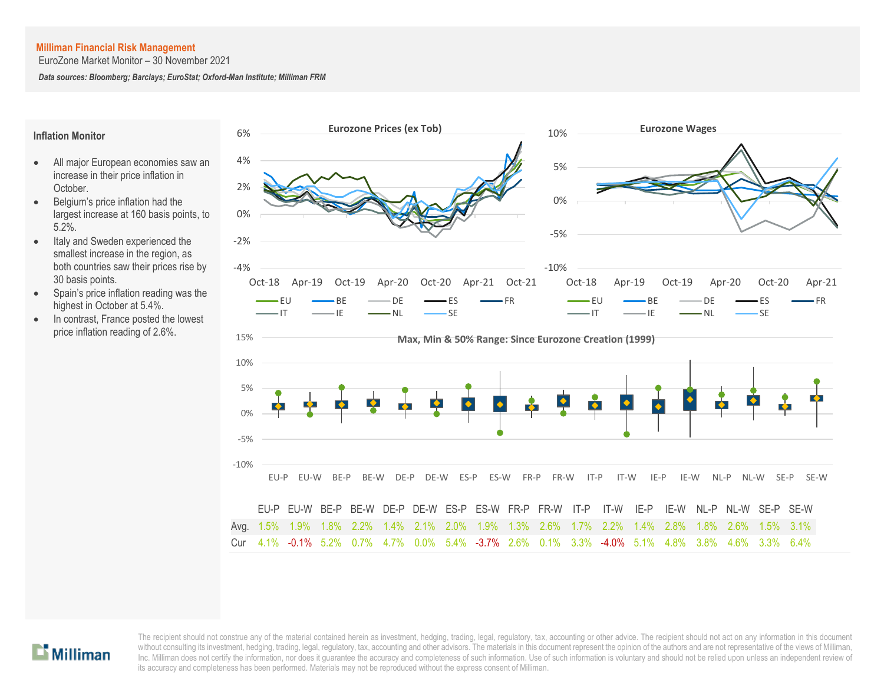**Milliman Financial Risk Management**

EuroZone Market Monitor – 30 November 2021

***Data sources: Bloomberg; Barclays; EuroStat; Oxford-Man Institute; Milliman FRM***

## Inflation Monitor

- All major European economies saw an increase in their price inflation in October.
- Belgium's price inflation had the largest increase at 160 basis points, to 5.2%.
- Italy and Sweden experienced the smallest increase in the region, as both countries saw their prices rise by 30 basis points.
- Spain's price inflation reading was the highest in October at 5.4%.
- In contrast, France posted the lowest price inflation reading of 2.6%.

**Eurozone Prices (ex Tob)**

**Eurozone Wages**

**Max, Min & 50% Range: Since Eurozone Creation (1999)**

| | EU-P | EU-W | BE-P | BE-W | DE-P | DE-W | ES-P | ES-W | FR-P | FR-W | IT-P | IT-W | IE-P | IE-W | NL-P | NL-W | SE-P | SE-W |
|---|---|---|---|---|---|---|---|---|---|---|---|---|---|---|---|---|---|---|
| Avg. | 1.5% | 1.9% | 1.8% | 2.2% | 1.4% | 2.1% | 2.0% | 1.9% | 1.3% | 2.6% | 1.7% | 2.2% | 1.4% | 2.8% | 1.8% | 2.6% | 1.5% | 3.1% |
| Cur | 4.1% | -0.1% | 5.2% | 0.7% | 4.7% | 0.0% | 5.4% | -3.7% | 2.6% | 0.1% | 3.3% | -4.0% | 5.1% | 4.8% | 3.8% | 4.6% | 3.3% | 6.4% |

The recipient should not construe any of the material contained herein as investment, hedging, trading, legal, regulatory, tax, accounting or other advice. The recipient should not act on any information in this document without consulting its investment, hedging, trading, legal, regulatory, tax, accounting and other advisors. The materials in this document represent the opinion of the authors and are not representative of the views of Milliman, Inc. Milliman does not certify the information, nor does it guarantee the accuracy and completeness of such information. Use of such information is voluntary and should not be relied upon unless an independent review of its accuracy and completeness has been performed. Materials may not be reproduced without the express consent of Milliman.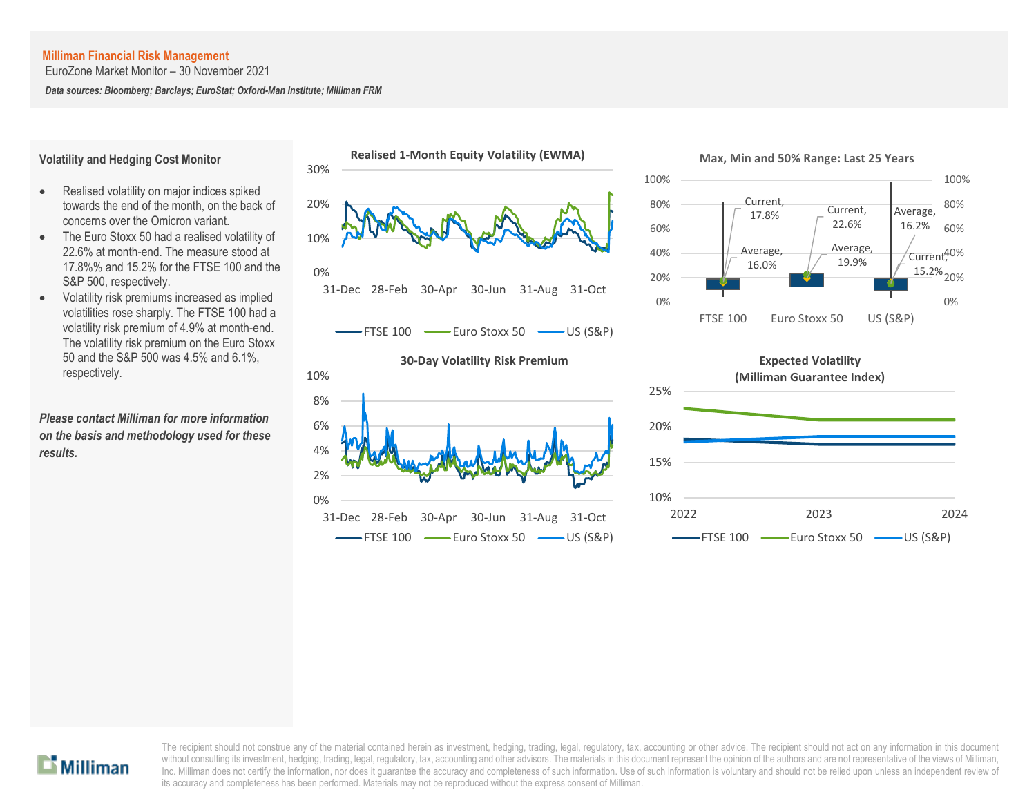**Milliman Financial Risk Management**

EuroZone Market Monitor – 30 November 2021

***Data sources: Bloomberg; Barclays; EuroStat; Oxford-Man Institute; Milliman FRM***

## Volatility and Hedging Cost Monitor

- Realised volatility on major indices spiked towards the end of the month, on the back of concerns over the Omicron variant.
- The Euro Stoxx 50 had a realised volatility of 22.6% at month-end. The measure stood at 17.8%% and 15.2% for the FTSE 100 and the S&P 500, respectively.
- Volatility risk premiums increased as implied volatilities rose sharply. The FTSE 100 had a volatility risk premium of 4.9% at month-end. The volatility risk premium on the Euro Stoxx 50 and the S&P 500 was 4.5% and 6.1%, respectively.

***Please contact Milliman for more information on the basis and methodology used for these results.***

**Realised 1-Month Equity Volatility (EWMA)**

**Max, Min and 50% Range: Last 25 Years**

| | Current | Average |
|---|---|---|
| FTSE 100 | 17.8% | 16.0% |
| Euro Stoxx 50 | 22.6% | 19.9% |
| US (S&P) | 15.2% | 16.2% |

**30-Day Volatility Risk Premium**

**Expected Volatility (Milliman Guarantee Index)**

The recipient should not construe any of the material contained herein as investment, hedging, trading, legal, regulatory, tax, accounting or other advice. The recipient should not act on any information in this document without consulting its investment, hedging, trading, legal, regulatory, tax, accounting and other advisors. The materials in this document represent the opinion of the authors and are not representative of the views of Milliman, Inc. Milliman does not certify the information, nor does it guarantee the accuracy and completeness of such information. Use of such information is voluntary and should not be relied upon unless an independent review of its accuracy and completeness has been performed. Materials may not be reproduced without the express consent of Milliman.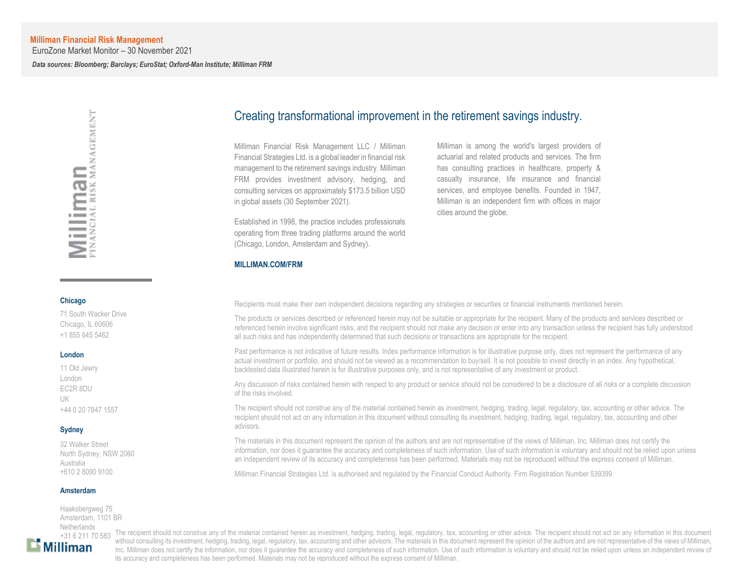**Milliman Financial Risk Management**
EuroZone Market Monitor – 30 November 2021

*Data sources: Bloomberg; Barclays; EuroStat; Oxford-Man Institute; Milliman FRM*

Milliman
FINANCIAL RISK MANAGEMENT

## Creating transformational improvement in the retirement savings industry.

Milliman Financial Risk Management LLC / Milliman Financial Strategies Ltd. is a global leader in financial risk management to the retirement savings industry. Milliman FRM provides investment advisory, hedging, and consulting services on approximately $173.5 billion USD in global assets (30 September 2021).

Established in 1998, the practice includes professionals operating from three trading platforms around the world (Chicago, London, Amsterdam and Sydney).

Milliman is among the world's largest providers of actuarial and related products and services. The firm has consulting practices in healthcare, property & casualty insurance, life insurance and financial services, and employee benefits. Founded in 1947, Milliman is an independent firm with offices in major cities around the globe.

**MILLIMAN.COM/FRM**

**Chicago**

71 South Wacker Drive
Chicago, IL 60606
+1 855 645 5462

**London**

11 Old Jewry
London
EC2R 8DU
UK
+44 0 20 7847 1557

**Sydney**

32 Walker Street
North Sydney, NSW 2060
Australia
+610 2 8090 9100

**Amsterdam**

Haaksbergweg 75
Amsterdam, 1101 BR
Netherlands
+31 6 211 70 583

Recipients must make their own independent decisions regarding any strategies or securities or financial instruments mentioned herein.

The products or services described or referenced herein may not be suitable or appropriate for the recipient. Many of the products and services described or referenced herein involve significant risks, and the recipient should not make any decision or enter into any transaction unless the recipient has fully understood all such risks and has independently determined that such decisions or transactions are appropriate for the recipient.

Past performance is not indicative of future results. Index performance information is for illustrative purpose only, does not represent the performance of any actual investment or portfolio, and should not be viewed as a recommendation to buy/sell. It is not possible to invest directly in an index. Any hypothetical, backtested data illustrated herein is for illustrative purposes only, and is not representative of any investment or product.

Any discussion of risks contained herein with respect to any product or service should not be considered to be a disclosure of all risks or a complete discussion of the risks involved.

The recipient should not construe any of the material contained herein as investment, hedging, trading, legal, regulatory, tax, accounting or other advice. The recipient should not act on any information in this document without consulting its investment, hedging, trading, legal, regulatory, tax, accounting and other advisors.

The materials in this document represent the opinion of the authors and are not representative of the views of Milliman, Inc. Milliman does not certify the information, nor does it guarantee the accuracy and completeness of such information. Use of such information is voluntary and should not be relied upon unless an independent review of its accuracy and completeness has been performed. Materials may not be reproduced without the express consent of Milliman.

Milliman Financial Strategies Ltd. is authorised and regulated by the Financial Conduct Authority. Firm Registration Number 539399

Milliman

The recipient should not construe any of the material contained herein as investment, hedging, trading, legal, regulatory, tax, accounting or other advice. The recipient should not act on any information in this document without consulting its investment, hedging, trading, legal, regulatory, tax, accounting and other advisors. The materials in this document represent the opinion of the authors and are not representative of the views of Milliman, Inc. Milliman does not certify the information, nor does it guarantee the accuracy and completeness of such information. Use of such information is voluntary and should not be relied upon unless an independent review of its accuracy and completeness has been performed. Materials may not be reproduced without the express consent of Milliman.